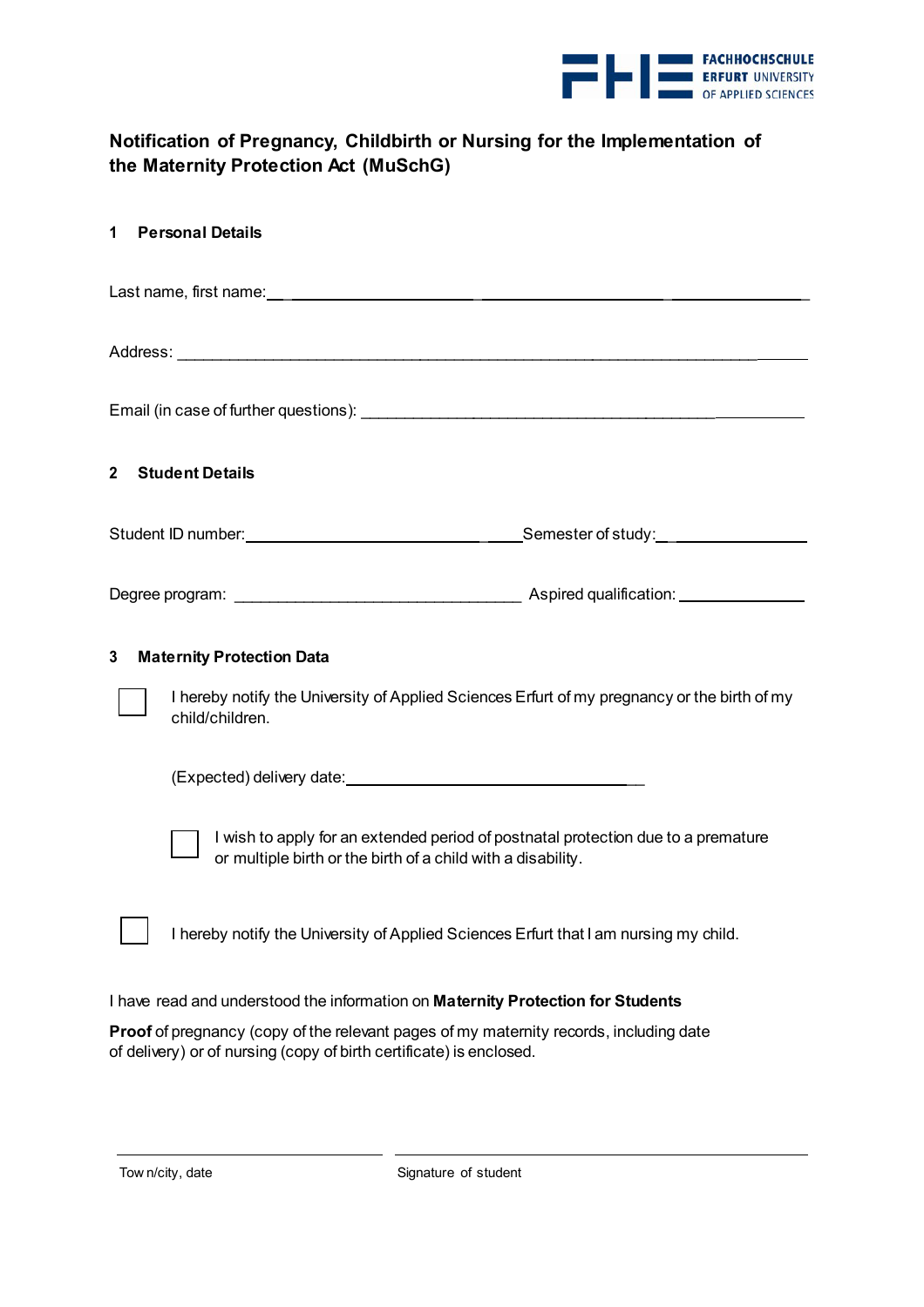FACHHOCHSCHULE ERFURT UNIVERSITY OF APPLIED SCIENCES

# Notification of Pregnancy, Childbirth or Nursing for the Implementation of the Maternity Protection Act (MuSchG)

## 1 Personal Details

Last name, first name: ________________________________________________

Address: ________________________________________________

Email (in case of further questions): ________________________________________________

## 2 Student Details

Student ID number: ______________________ Semester of study: ______________

Degree program: ______________________ Aspired qualification: ______________

## 3 Maternity Protection Data

☐ I hereby notify the University of Applied Sciences Erfurt of my pregnancy or the birth of my child/children.

(Expected) delivery date: ______________________

☐ I wish to apply for an extended period of postnatal protection due to a premature or multiple birth or the birth of a child with a disability.

☐ I hereby notify the University of Applied Sciences Erfurt that I am nursing my child.

I have read and understood the information on **Maternity Protection for Students**

**Proof** of pregnancy (copy of the relevant pages of my maternity records, including date of delivery) or of nursing (copy of birth certificate) is enclosed.

______________________ ______________________

Town/city, date Signature of student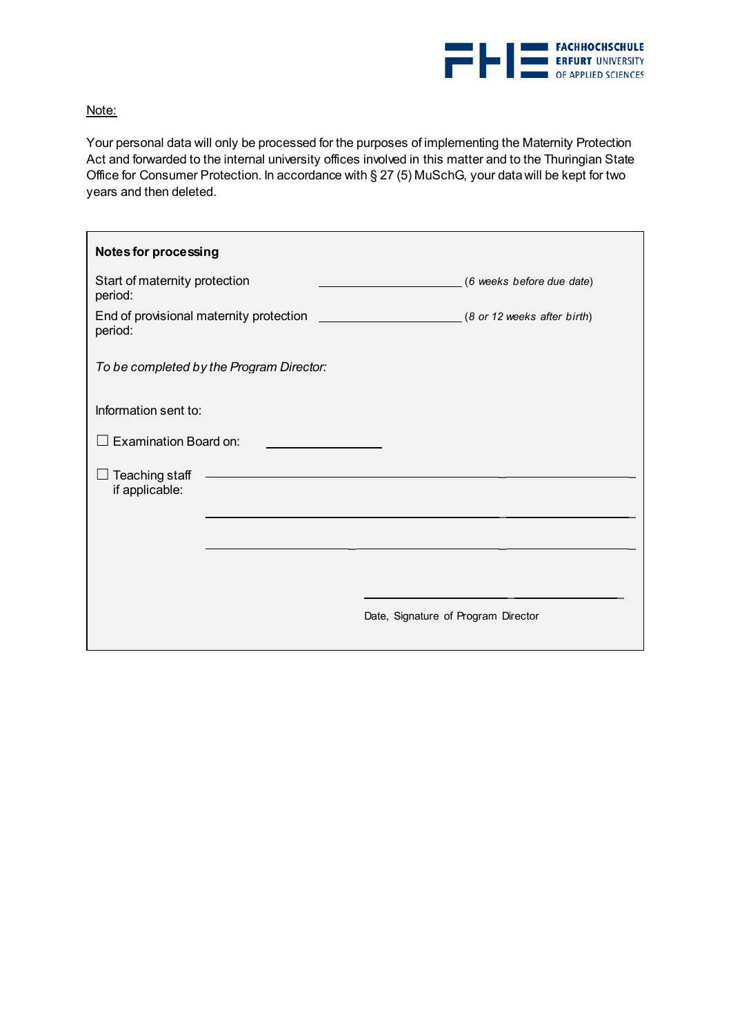Note:

Your personal data will only be processed for the purposes of implementing the Maternity Protection Act and forwarded to the internal university offices involved in this matter and to the Thuringian State Office for Consumer Protection. In accordance with § 27 (5) MuSchG, your data will be kept for two years and then deleted.

**Notes for processing**

Start of maternity protection period: ______________________ (*6 weeks before due date*)

End of provisional maternity protection period: ______________________ (*8 or 12 weeks after birth*)

*To be completed by the Program Director:*

Information sent to:

☐ Examination Board on: ______________

☐ Teaching staff if applicable: ______________________________________________

______________________________________________

______________________________________________

______________________________

Date, Signature of Program Director